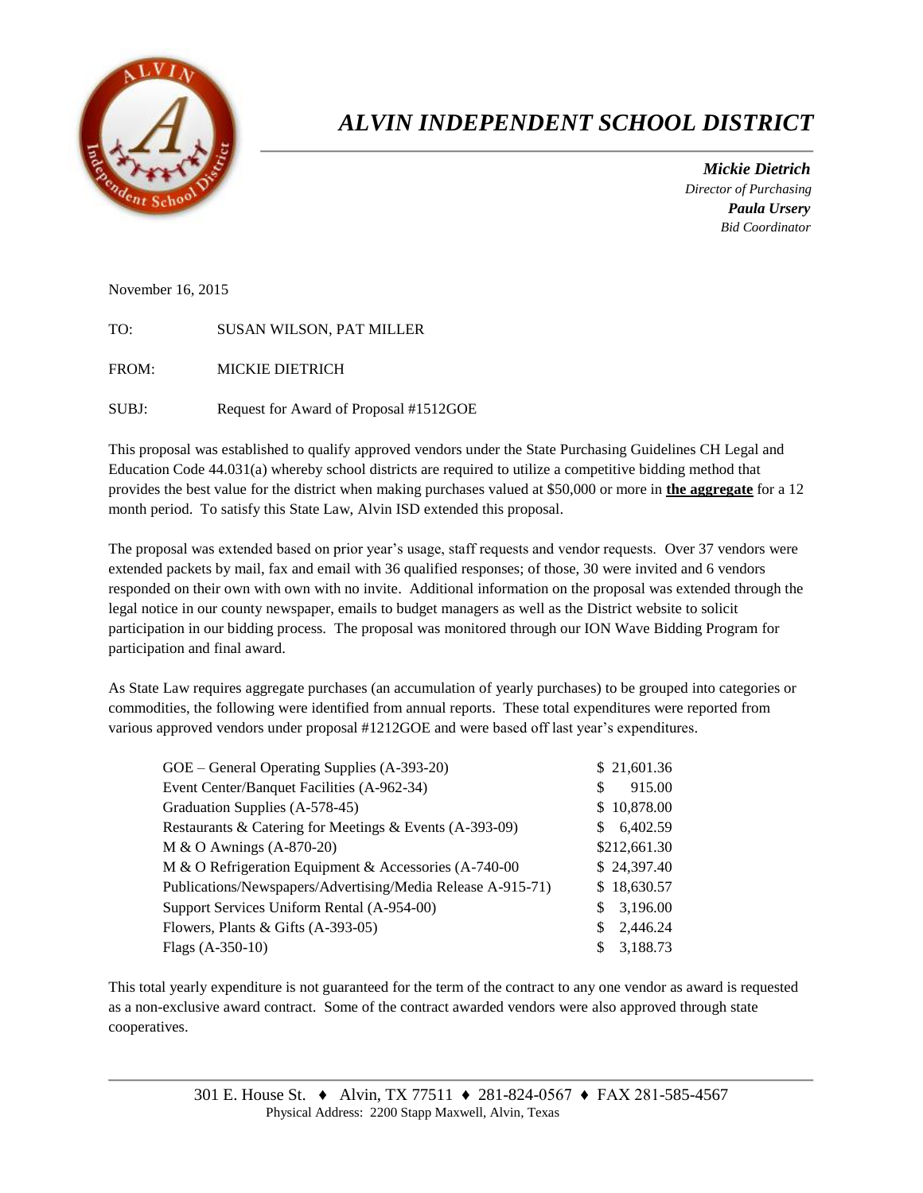# *ALVIN INDEPENDENT SCHOOL DISTRICT*

***Mickie Dietrich***
*Director of Purchasing*
***Paula Ursery***
*Bid Coordinator*

November 16, 2015

TO: SUSAN WILSON, PAT MILLER

FROM: MICKIE DIETRICH

SUBJ: Request for Award of Proposal #1512GOE

This proposal was established to qualify approved vendors under the State Purchasing Guidelines CH Legal and Education Code 44.031(a) whereby school districts are required to utilize a competitive bidding method that provides the best value for the district when making purchases valued at $50,000 or more in **the aggregate** for a 12 month period. To satisfy this State Law, Alvin ISD extended this proposal.

The proposal was extended based on prior year's usage, staff requests and vendor requests. Over 37 vendors were extended packets by mail, fax and email with 36 qualified responses; of those, 30 were invited and 6 vendors responded on their own with own with no invite. Additional information on the proposal was extended through the legal notice in our county newspaper, emails to budget managers as well as the District website to solicit participation in our bidding process. The proposal was monitored through our ION Wave Bidding Program for participation and final award.

As State Law requires aggregate purchases (an accumulation of yearly purchases) to be grouped into categories or commodities, the following were identified from annual reports. These total expenditures were reported from various approved vendors under proposal #1212GOE and were based off last year's expenditures.

| Category | Amount |
|---|---|
| GOE – General Operating Supplies (A-393-20) | $ 21,601.36 |
| Event Center/Banquet Facilities (A-962-34) | $ 915.00 |
| Graduation Supplies (A-578-45) | $ 10,878.00 |
| Restaurants & Catering for Meetings & Events (A-393-09) | $ 6,402.59 |
| M & O Awnings (A-870-20) | $212,661.30 |
| M & O Refrigeration Equipment & Accessories (A-740-00 | $ 24,397.40 |
| Publications/Newspapers/Advertising/Media Release A-915-71) | $ 18,630.57 |
| Support Services Uniform Rental (A-954-00) | $ 3,196.00 |
| Flowers, Plants & Gifts (A-393-05) | $ 2,446.24 |
| Flags (A-350-10) | $ 3,188.73 |

This total yearly expenditure is not guaranteed for the term of the contract to any one vendor as award is requested as a non-exclusive award contract. Some of the contract awarded vendors were also approved through state cooperatives.

301 E. House St. ♦ Alvin, TX 77511 ♦ 281-824-0567 ♦ FAX 281-585-4567
Physical Address: 2200 Stapp Maxwell, Alvin, Texas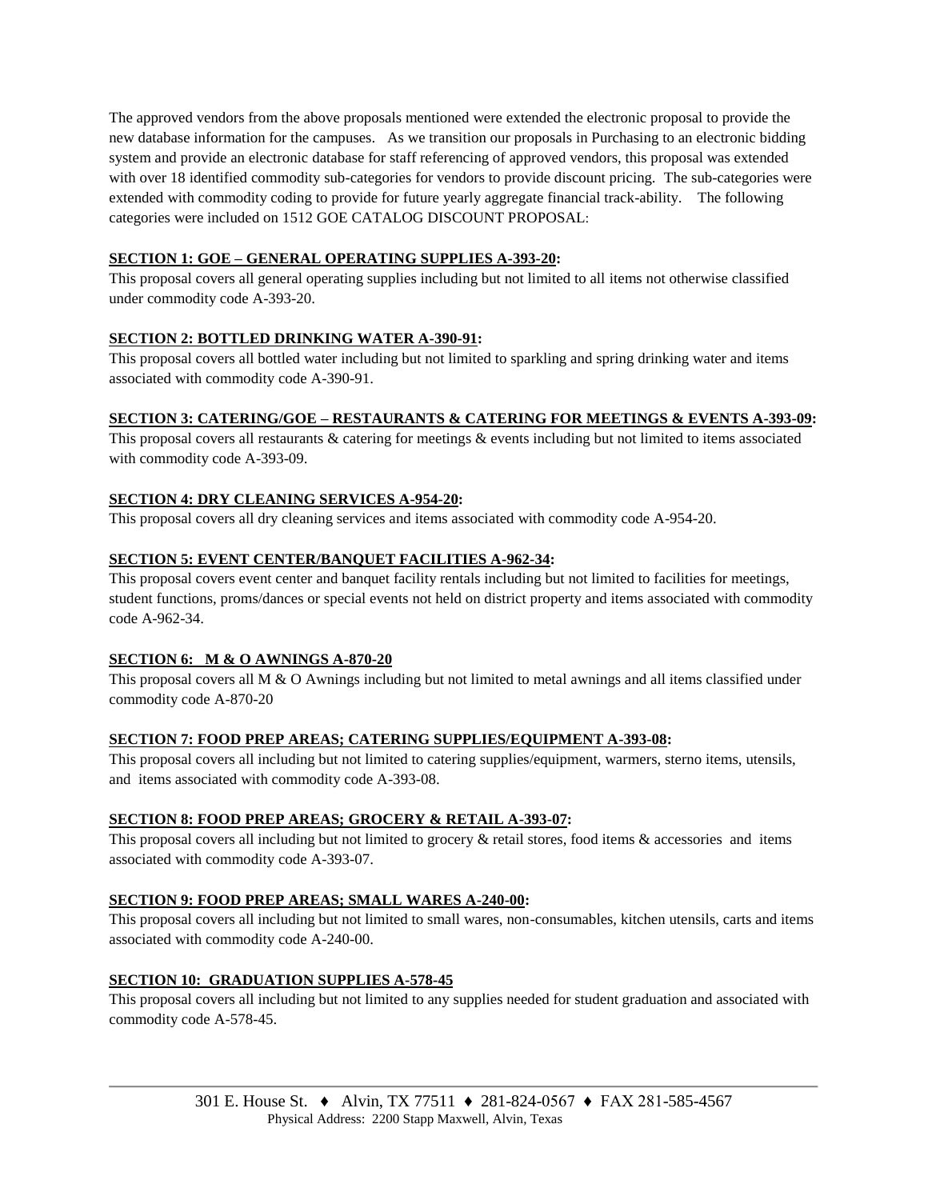The approved vendors from the above proposals mentioned were extended the electronic proposal to provide the new database information for the campuses. As we transition our proposals in Purchasing to an electronic bidding system and provide an electronic database for staff referencing of approved vendors, this proposal was extended with over 18 identified commodity sub-categories for vendors to provide discount pricing. The sub-categories were extended with commodity coding to provide for future yearly aggregate financial track-ability. The following categories were included on 1512 GOE CATALOG DISCOUNT PROPOSAL:

**SECTION 1: GOE – GENERAL OPERATING SUPPLIES A-393-20:**

This proposal covers all general operating supplies including but not limited to all items not otherwise classified under commodity code A-393-20.

**SECTION 2: BOTTLED DRINKING WATER A-390-91:**

This proposal covers all bottled water including but not limited to sparkling and spring drinking water and items associated with commodity code A-390-91.

**SECTION 3: CATERING/GOE – RESTAURANTS & CATERING FOR MEETINGS & EVENTS A-393-09:**

This proposal covers all restaurants & catering for meetings & events including but not limited to items associated with commodity code A-393-09.

**SECTION 4: DRY CLEANING SERVICES A-954-20:**

This proposal covers all dry cleaning services and items associated with commodity code A-954-20.

**SECTION 5: EVENT CENTER/BANQUET FACILITIES A-962-34:**

This proposal covers event center and banquet facility rentals including but not limited to facilities for meetings, student functions, proms/dances or special events not held on district property and items associated with commodity code A-962-34.

**SECTION 6: M & O AWNINGS A-870-20**

This proposal covers all M & O Awnings including but not limited to metal awnings and all items classified under commodity code A-870-20

**SECTION 7: FOOD PREP AREAS; CATERING SUPPLIES/EQUIPMENT A-393-08:**

This proposal covers all including but not limited to catering supplies/equipment, warmers, sterno items, utensils, and items associated with commodity code A-393-08.

**SECTION 8: FOOD PREP AREAS; GROCERY & RETAIL A-393-07:**

This proposal covers all including but not limited to grocery & retail stores, food items & accessories and items associated with commodity code A-393-07.

**SECTION 9: FOOD PREP AREAS; SMALL WARES A-240-00:**

This proposal covers all including but not limited to small wares, non-consumables, kitchen utensils, carts and items associated with commodity code A-240-00.

**SECTION 10: GRADUATION SUPPLIES A-578-45**

This proposal covers all including but not limited to any supplies needed for student graduation and associated with commodity code A-578-45.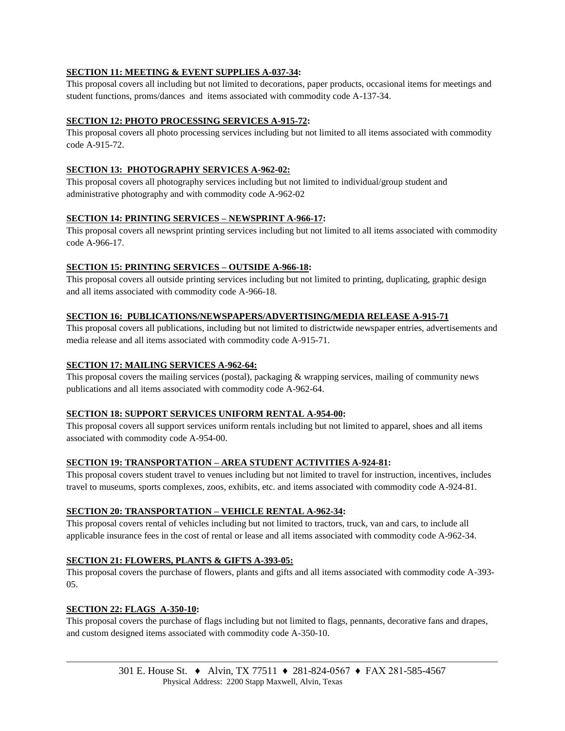**SECTION 11: MEETING & EVENT SUPPLIES A-037-34:**

This proposal covers all including but not limited to decorations, paper products, occasional items for meetings and student functions, proms/dances and items associated with commodity code A-137-34.

**SECTION 12: PHOTO PROCESSING SERVICES A-915-72:**

This proposal covers all photo processing services including but not limited to all items associated with commodity code A-915-72.

**SECTION 13: PHOTOGRAPHY SERVICES A-962-02:**

This proposal covers all photography services including but not limited to individual/group student and administrative photography and with commodity code A-962-02

**SECTION 14: PRINTING SERVICES – NEWSPRINT A-966-17:**

This proposal covers all newsprint printing services including but not limited to all items associated with commodity code A-966-17.

**SECTION 15: PRINTING SERVICES – OUTSIDE A-966-18:**

This proposal covers all outside printing services including but not limited to printing, duplicating, graphic design and all items associated with commodity code A-966-18.

**SECTION 16: PUBLICATIONS/NEWSPAPERS/ADVERTISING/MEDIA RELEASE A-915-71**

This proposal covers all publications, including but not limited to districtwide newspaper entries, advertisements and media release and all items associated with commodity code A-915-71.

**SECTION 17: MAILING SERVICES A-962-64:**

This proposal covers the mailing services (postal), packaging & wrapping services, mailing of community news publications and all items associated with commodity code A-962-64.

**SECTION 18: SUPPORT SERVICES UNIFORM RENTAL A-954-00:**

This proposal covers all support services uniform rentals including but not limited to apparel, shoes and all items associated with commodity code A-954-00.

**SECTION 19: TRANSPORTATION – AREA STUDENT ACTIVITIES A-924-81:**

This proposal covers student travel to venues including but not limited to travel for instruction, incentives, includes travel to museums, sports complexes, zoos, exhibits, etc. and items associated with commodity code A-924-81.

**SECTION 20: TRANSPORTATION – VEHICLE RENTAL A-962-34:**

This proposal covers rental of vehicles including but not limited to tractors, truck, van and cars, to include all applicable insurance fees in the cost of rental or lease and all items associated with commodity code A-962-34.

**SECTION 21: FLOWERS, PLANTS & GIFTS A-393-05:**

This proposal covers the purchase of flowers, plants and gifts and all items associated with commodity code A-393-05.

**SECTION 22: FLAGS A-350-10:**

This proposal covers the purchase of flags including but not limited to flags, pennants, decorative fans and drapes, and custom designed items associated with commodity code A-350-10.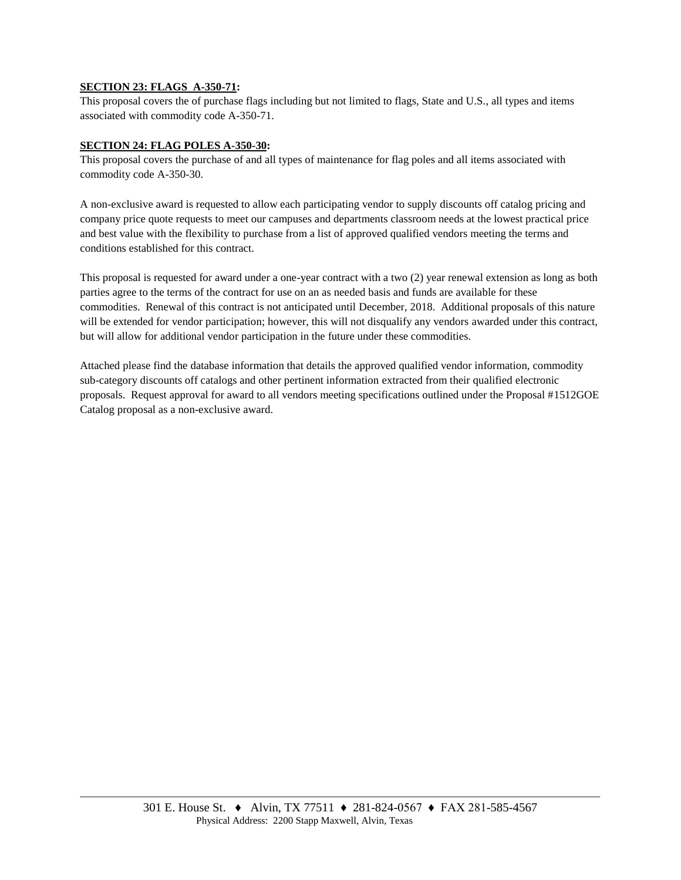**SECTION 23: FLAGS A-350-71:**

This proposal covers the of purchase flags including but not limited to flags, State and U.S., all types and items associated with commodity code A-350-71.

**SECTION 24: FLAG POLES A-350-30:**

This proposal covers the purchase of and all types of maintenance for flag poles and all items associated with commodity code A-350-30.

A non-exclusive award is requested to allow each participating vendor to supply discounts off catalog pricing and company price quote requests to meet our campuses and departments classroom needs at the lowest practical price and best value with the flexibility to purchase from a list of approved qualified vendors meeting the terms and conditions established for this contract.

This proposal is requested for award under a one-year contract with a two (2) year renewal extension as long as both parties agree to the terms of the contract for use on an as needed basis and funds are available for these commodities. Renewal of this contract is not anticipated until December, 2018. Additional proposals of this nature will be extended for vendor participation; however, this will not disqualify any vendors awarded under this contract, but will allow for additional vendor participation in the future under these commodities.

Attached please find the database information that details the approved qualified vendor information, commodity sub-category discounts off catalogs and other pertinent information extracted from their qualified electronic proposals. Request approval for award to all vendors meeting specifications outlined under the Proposal #1512GOE Catalog proposal as a non-exclusive award.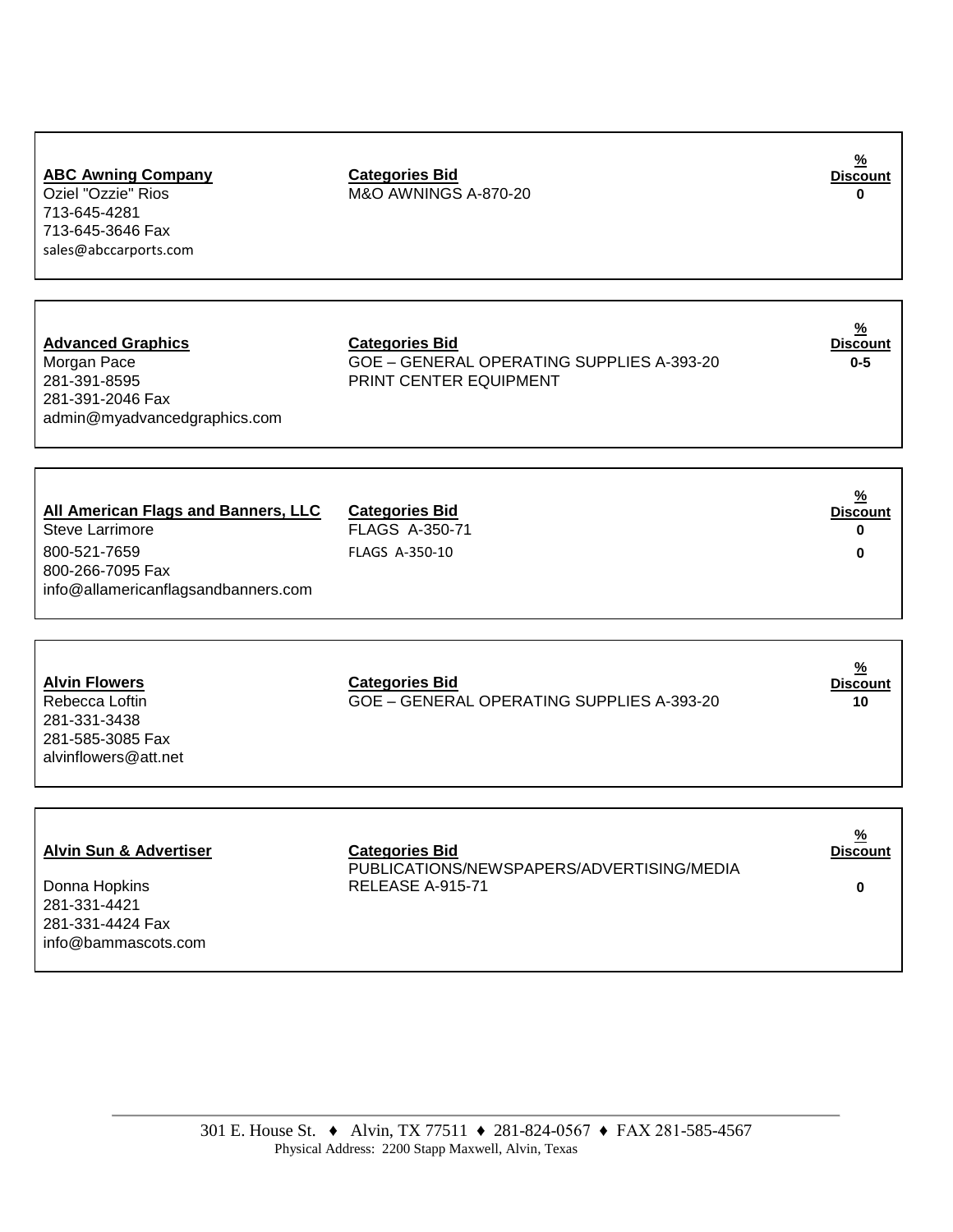| Vendor | Categories Bid | % Discount |
|---|---|---|
| **ABC Awning Company**<br>Oziel "Ozzie" Rios<br>713-645-4281<br>713-645-3646 Fax<br>sales@abccarports.com | M&O AWNINGS A-870-20 | 0 |
| **Advanced Graphics**<br>Morgan Pace<br>281-391-8595<br>281-391-2046 Fax<br>admin@myadvancedgraphics.com | GOE – GENERAL OPERATING SUPPLIES A-393-20<br>PRINT CENTER EQUIPMENT | 0-5 |
| **All American Flags and Banners, LLC**<br>Steve Larrimore<br>800-521-7659<br>800-266-7095 Fax<br>info@allamericanflagsandbanners.com | FLAGS A-350-71<br>FLAGS A-350-10 | 0<br>0 |
| **Alvin Flowers**<br>Rebecca Loftin<br>281-331-3438<br>281-585-3085 Fax<br>alvinflowers@att.net | GOE – GENERAL OPERATING SUPPLIES A-393-20 | 10 |
| **Alvin Sun & Advertiser**<br>Donna Hopkins<br>281-331-4421<br>281-331-4424 Fax<br>info@bammascots.com | PUBLICATIONS/NEWSPAPERS/ADVERTISING/MEDIA RELEASE A-915-71 | 0 |

301 E. House St. ♦ Alvin, TX 77511 ♦ 281-824-0567 ♦ FAX 281-585-4567
Physical Address: 2200 Stapp Maxwell, Alvin, Texas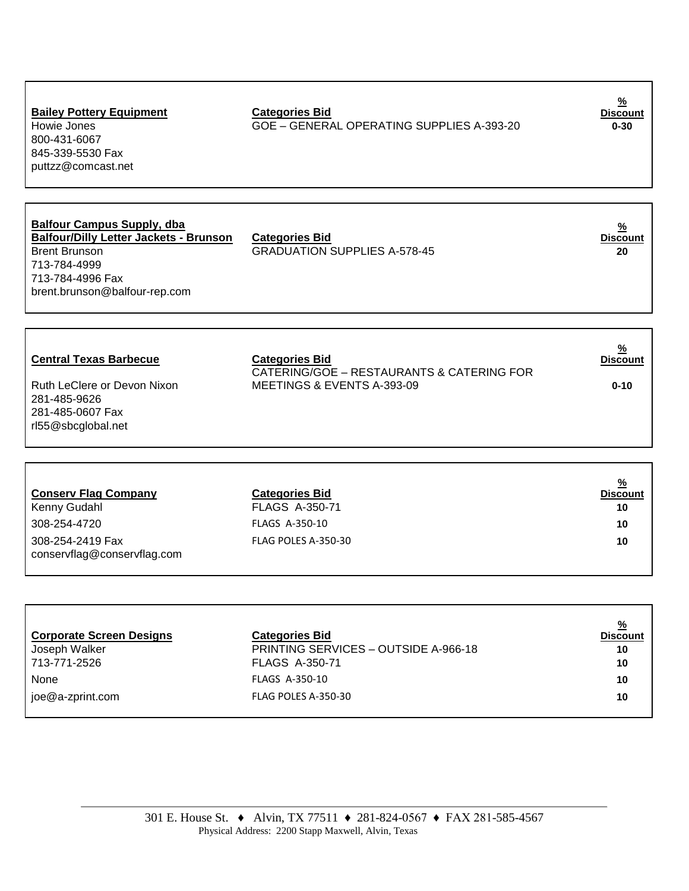| Vendor | Categories Bid | % Discount |
|---|---|---|
| **Bailey Pottery Equipment**<br>Howie Jones<br>800-431-6067<br>845-339-5530 Fax<br>puttzz@comcast.net | GOE – GENERAL OPERATING SUPPLIES A-393-20 | 0-30 |

| Vendor | Categories Bid | % Discount |
|---|---|---|
| **Balfour Campus Supply, dba Balfour/Dilly Letter Jackets - Brunson**<br>Brent Brunson<br>713-784-4999<br>713-784-4996 Fax<br>brent.brunson@balfour-rep.com | GRADUATION SUPPLIES A-578-45 | 20 |

| Vendor | Categories Bid | % Discount |
|---|---|---|
| **Central Texas Barbecue**<br>Ruth LeClere or Devon Nixon<br>281-485-9626<br>281-485-0607 Fax<br>rl55@sbcglobal.net | CATERING/GOE – RESTAURANTS & CATERING FOR MEETINGS & EVENTS A-393-09 | 0-10 |

| Vendor | Categories Bid | % Discount |
|---|---|---|
| **Conserv Flag Company** | | |
| Kenny Gudahl | FLAGS A-350-71 | 10 |
| 308-254-4720 | FLAGS A-350-10 | 10 |
| 308-254-2419 Fax | FLAG POLES A-350-30 | 10 |
| conservflag@conservflag.com | | |

| Vendor | Categories Bid | % Discount |
|---|---|---|
| **Corporate Screen Designs** | | |
| Joseph Walker | PRINTING SERVICES – OUTSIDE A-966-18 | 10 |
| 713-771-2526 | FLAGS A-350-71 | 10 |
| None | FLAGS A-350-10 | 10 |
| joe@a-zprint.com | FLAG POLES A-350-30 | 10 |

301 E. House St. ♦ Alvin, TX 77511 ♦ 281-824-0567 ♦ FAX 281-585-4567
Physical Address: 2200 Stapp Maxwell, Alvin, Texas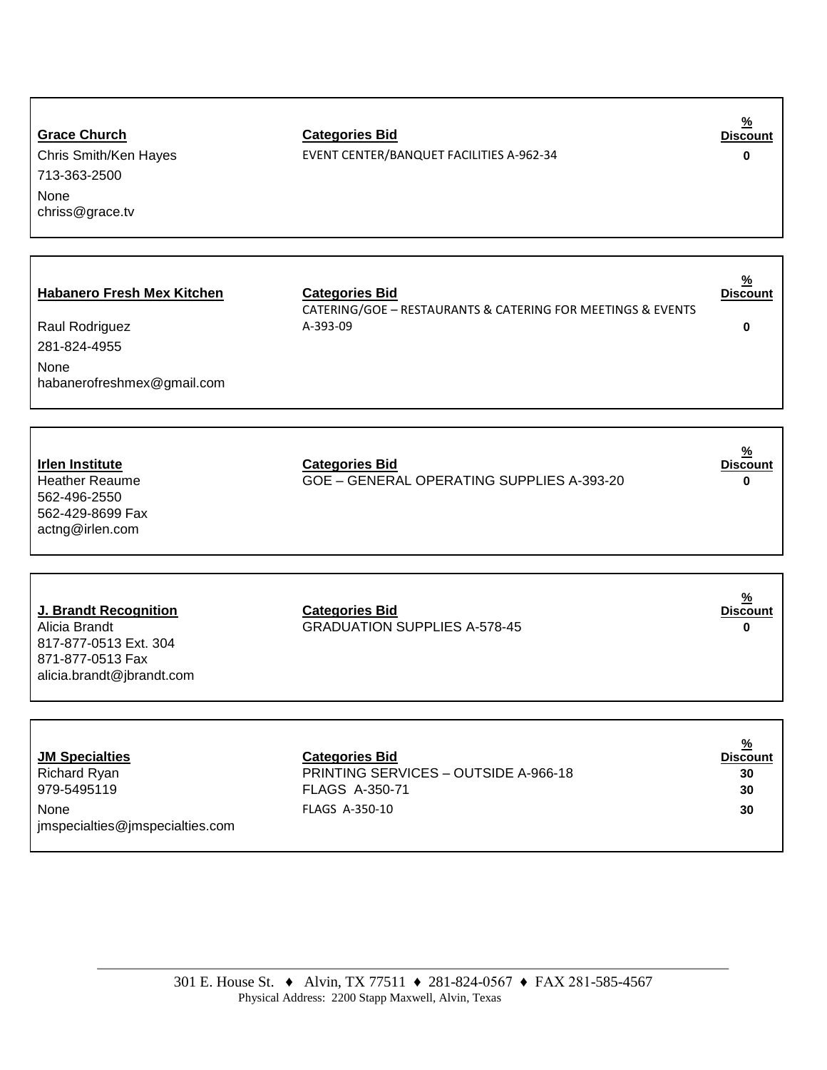| **Grace Church** | **Categories Bid** | **% Discount** |
|---|---|---|
| Chris Smith/Ken Hayes | EVENT CENTER/BANQUET FACILITIES A-962-34 | 0 |
| 713-363-2500 | | |
| None | | |
| chriss@grace.tv | | |

| **Habanero Fresh Mex Kitchen** | **Categories Bid** | **% Discount** |
|---|---|---|
| Raul Rodriguez | CATERING/GOE – RESTAURANTS & CATERING FOR MEETINGS & EVENTS A-393-09 | 0 |
| 281-824-4955 | | |
| None | | |
| habanerofreshmex@gmail.com | | |

| **Irlen Institute** | **Categories Bid** | **% Discount** |
|---|---|---|
| Heather Reaume | GOE – GENERAL OPERATING SUPPLIES A-393-20 | 0 |
| 562-496-2550 | | |
| 562-429-8699 Fax | | |
| actng@irlen.com | | |

| **J. Brandt Recognition** | **Categories Bid** | **% Discount** |
|---|---|---|
| Alicia Brandt | GRADUATION SUPPLIES A-578-45 | 0 |
| 817-877-0513 Ext. 304 | | |
| 871-877-0513 Fax | | |
| alicia.brandt@jbrandt.com | | |

| **JM Specialties** | **Categories Bid** | **% Discount** |
|---|---|---|
| Richard Ryan | PRINTING SERVICES – OUTSIDE A-966-18 | 30 |
| 979-5495119 | FLAGS A-350-71 | 30 |
| None | FLAGS A-350-10 | 30 |
| jmspecialties@jmspecialties.com | | |

301 E. House St. ♦ Alvin, TX 77511 ♦ 281-824-0567 ♦ FAX 281-585-4567
Physical Address: 2200 Stapp Maxwell, Alvin, Texas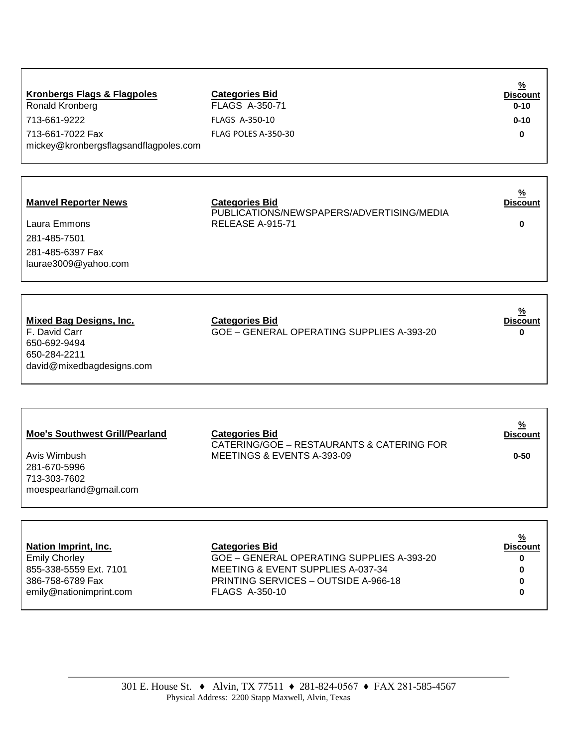| **Kronbergs Flags & Flagpoles** | **Categories Bid** | **% Discount** |
|---|---|---|
| Ronald Kronberg | FLAGS A-350-71 | 0-10 |
| 713-661-9222 | FLAGS A-350-10 | 0-10 |
| 713-661-7022 Fax | FLAG POLES A-350-30 | 0 |
| mickey@kronbergsflagsandflagpoles.com | | |

| **Manvel Reporter News** | **Categories Bid** | **% Discount** |
|---|---|---|
| Laura Emmons | PUBLICATIONS/NEWSPAPERS/ADVERTISING/MEDIA RELEASE A-915-71 | 0 |
| 281-485-7501 | | |
| 281-485-6397 Fax | | |
| laurae3009@yahoo.com | | |

| **Mixed Bag Designs, Inc.** | **Categories Bid** | **% Discount** |
|---|---|---|
| F. David Carr | GOE – GENERAL OPERATING SUPPLIES A-393-20 | 0 |
| 650-692-9494 | | |
| 650-284-2211 | | |
| david@mixedbagdesigns.com | | |

| **Moe's Southwest Grill/Pearland** | **Categories Bid** | **% Discount** |
|---|---|---|
| Avis Wimbush | CATERING/GOE – RESTAURANTS & CATERING FOR MEETINGS & EVENTS A-393-09 | 0-50 |
| 281-670-5996 | | |
| 713-303-7602 | | |
| moespearland@gmail.com | | |

| **Nation Imprint, Inc.** | **Categories Bid** | **% Discount** |
|---|---|---|
| Emily Chorley | GOE – GENERAL OPERATING SUPPLIES A-393-20 | 0 |
| 855-338-5559 Ext. 7101 | MEETING & EVENT SUPPLIES A-037-34 | 0 |
| 386-758-6789 Fax | PRINTING SERVICES – OUTSIDE A-966-18 | 0 |
| emily@nationimprint.com | FLAGS A-350-10 | 0 |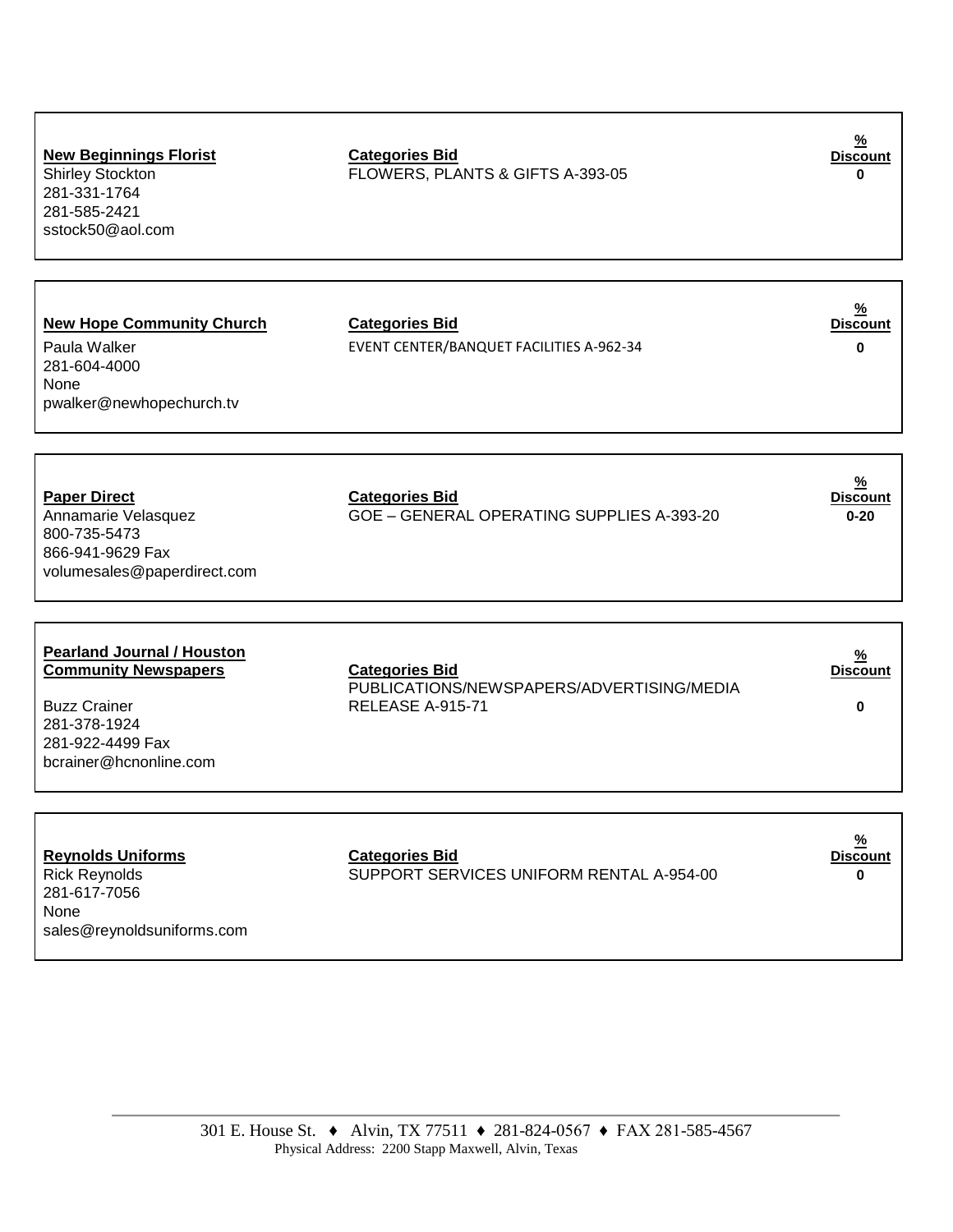| Vendor | Categories Bid | % Discount |
| --- | --- | --- |
| **New Beginnings Florist**<br>Shirley Stockton<br>281-331-1764<br>281-585-2421<br>sstock50@aol.com | FLOWERS, PLANTS & GIFTS A-393-05 | 0 |
| **New Hope Community Church**<br>Paula Walker<br>281-604-4000<br>None<br>pwalker@newhopechurch.tv | EVENT CENTER/BANQUET FACILITIES A-962-34 | 0 |
| **Paper Direct**<br>Annamarie Velasquez<br>800-735-5473<br>866-941-9629 Fax<br>volumesales@paperdirect.com | GOE – GENERAL OPERATING SUPPLIES A-393-20 | 0-20 |
| **Pearland Journal / Houston Community Newspapers**<br>Buzz Crainer<br>281-378-1924<br>281-922-4499 Fax<br>bcrainer@hcnonline.com | PUBLICATIONS/NEWSPAPERS/ADVERTISING/MEDIA RELEASE A-915-71 | 0 |
| **Reynolds Uniforms**<br>Rick Reynolds<br>281-617-7056<br>None<br>sales@reynoldsuniforms.com | SUPPORT SERVICES UNIFORM RENTAL A-954-00 | 0 |

301 E. House St. ♦ Alvin, TX 77511 ♦ 281-824-0567 ♦ FAX 281-585-4567
Physical Address: 2200 Stapp Maxwell, Alvin, Texas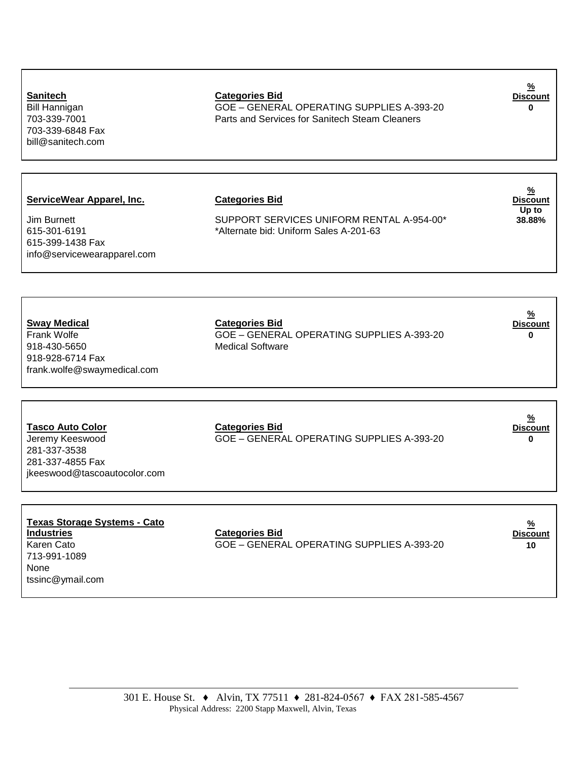| Vendor | Categories Bid | % Discount |
|---|---|---|
| **Sanitech**<br>Bill Hannigan<br>703-339-7001<br>703-339-6848 Fax<br>bill@sanitech.com | **Categories Bid**<br>GOE – GENERAL OPERATING SUPPLIES A-393-20<br>Parts and Services for Sanitech Steam Cleaners | 0 |
| **ServiceWear Apparel, Inc.**<br>Jim Burnett<br>615-301-6191<br>615-399-1438 Fax<br>info@servicewearapparel.com | **Categories Bid**<br>SUPPORT SERVICES UNIFORM RENTAL A-954-00*<br>*Alternate bid: Uniform Sales A-201-63 | Up to 38.88% |
| **Sway Medical**<br>Frank Wolfe<br>918-430-5650<br>918-928-6714 Fax<br>frank.wolfe@swaymedical.com | **Categories Bid**<br>GOE – GENERAL OPERATING SUPPLIES A-393-20<br>Medical Software | 0 |
| **Tasco Auto Color**<br>Jeremy Keeswood<br>281-337-3538<br>281-337-4855 Fax<br>jkeeswood@tascoautocolor.com | **Categories Bid**<br>GOE – GENERAL OPERATING SUPPLIES A-393-20 | 0 |
| **Texas Storage Systems - Cato Industries**<br>Karen Cato<br>713-991-1089<br>None<br>tssinc@ymail.com | **Categories Bid**<br>GOE – GENERAL OPERATING SUPPLIES A-393-20 | 10 |

301 E. House St. ♦ Alvin, TX 77511 ♦ 281-824-0567 ♦ FAX 281-585-4567
Physical Address: 2200 Stapp Maxwell, Alvin, Texas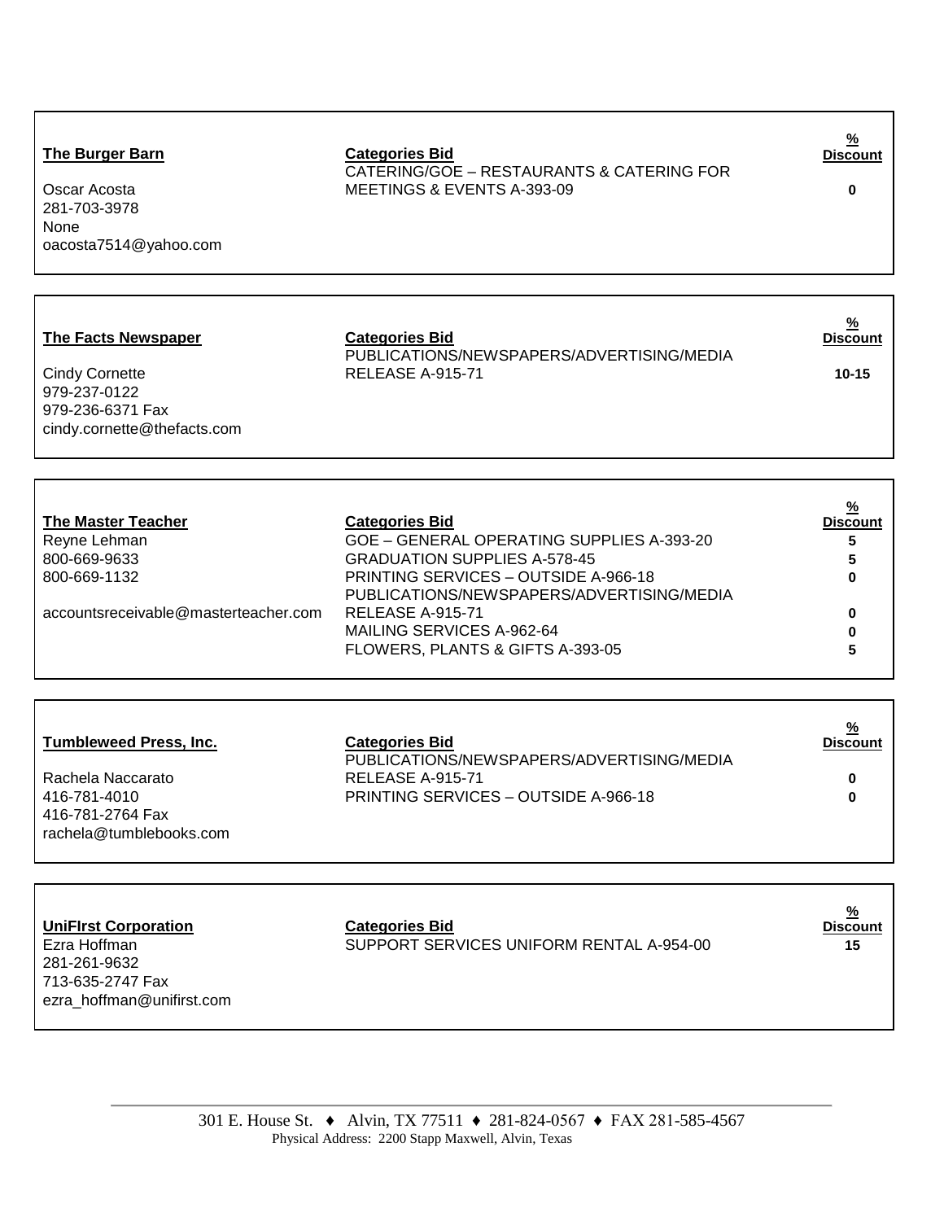| **The Burger Barn** | **Categories Bid** | **% Discount** |
|---|---|---|
| Oscar Acosta<br>281-703-3978<br>None<br>oacosta7514@yahoo.com | CATERING/GOE – RESTAURANTS & CATERING FOR MEETINGS & EVENTS A-393-09 | 0 |

| **The Facts Newspaper** | **Categories Bid** | **% Discount** |
|---|---|---|
| Cindy Cornette<br>979-237-0122<br>979-236-6371 Fax<br>cindy.cornette@thefacts.com | PUBLICATIONS/NEWSPAPERS/ADVERTISING/MEDIA RELEASE A-915-71 | 10-15 |

| **The Master Teacher** | **Categories Bid** | **% Discount** |
|---|---|---|
| Reyne Lehman | GOE – GENERAL OPERATING SUPPLIES A-393-20 | 5 |
| 800-669-9633 | GRADUATION SUPPLIES A-578-45 | 5 |
| 800-669-1132 | PRINTING SERVICES – OUTSIDE A-966-18 | 0 |
| accountsreceivable@masterteacher.com | PUBLICATIONS/NEWSPAPERS/ADVERTISING/MEDIA RELEASE A-915-71 | 0 |
| | MAILING SERVICES A-962-64 | 0 |
| | FLOWERS, PLANTS & GIFTS A-393-05 | 5 |

| **Tumbleweed Press, Inc.** | **Categories Bid** | **% Discount** |
|---|---|---|
| Rachela Naccarato<br>416-781-4010<br>416-781-2764 Fax<br>rachela@tumblebooks.com | PUBLICATIONS/NEWSPAPERS/ADVERTISING/MEDIA RELEASE A-915-71 | 0 |
| | PRINTING SERVICES – OUTSIDE A-966-18 | 0 |

| **UniFIrst Corporation** | **Categories Bid** | **% Discount** |
|---|---|---|
| Ezra Hoffman<br>281-261-9632<br>713-635-2747 Fax<br>ezra_hoffman@unifirst.com | SUPPORT SERVICES UNIFORM RENTAL A-954-00 | 15 |

301 E. House St. ♦ Alvin, TX 77511 ♦ 281-824-0567 ♦ FAX 281-585-4567
Physical Address: 2200 Stapp Maxwell, Alvin, Texas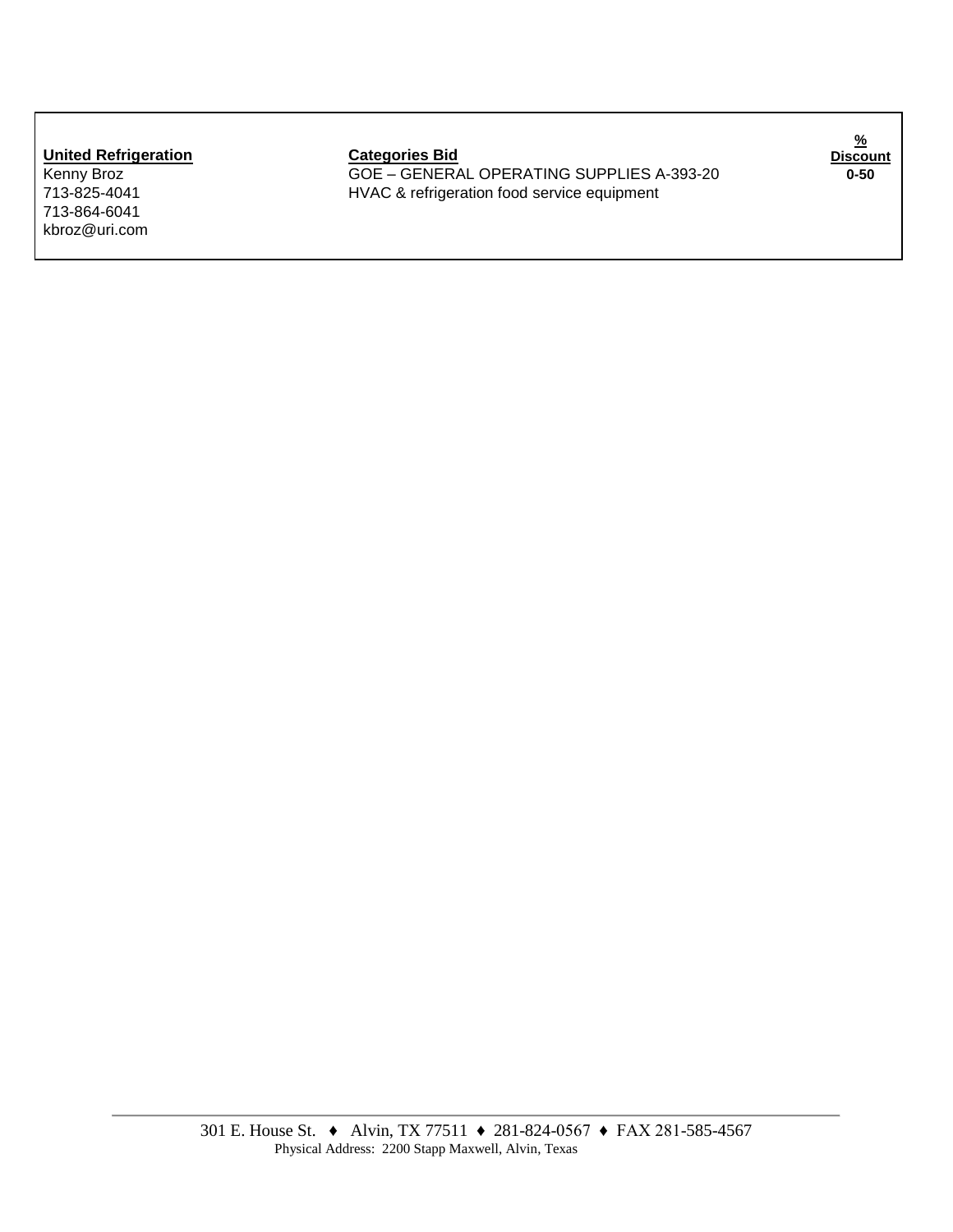| **United Refrigeration** | **Categories Bid** | **% Discount** |
|---|---|---|
| Kenny Broz<br>713-825-4041<br>713-864-6041<br>kbroz@uri.com | GOE – GENERAL OPERATING SUPPLIES A-393-20<br>HVAC & refrigeration food service equipment | **0-50** |

301 E. House St. ♦ Alvin, TX 77511 ♦ 281-824-0567 ♦ FAX 281-585-4567
Physical Address: 2200 Stapp Maxwell, Alvin, Texas